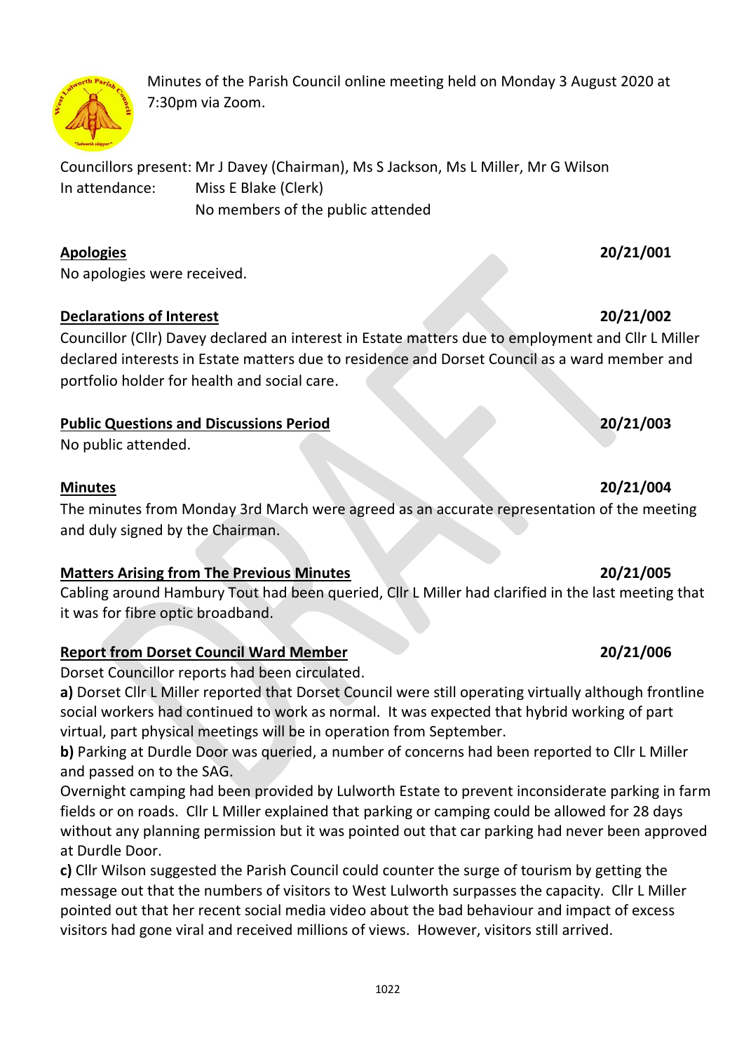Minutes of the Parish Council online meeting held on Monday 3 August 2020 at 7:30pm via Zoom.

Councillors present: Mr J Davey (Chairman), Ms S Jackson, Ms L Miller, Mr G Wilson
In attendance: Miss E Blake (Clerk)
No members of the public attended

**Apologies** **20/21/001**

No apologies were received.

**Declarations of Interest** **20/21/002**

Councillor (Cllr) Davey declared an interest in Estate matters due to employment and Cllr L Miller declared interests in Estate matters due to residence and Dorset Council as a ward member and portfolio holder for health and social care.

**Public Questions and Discussions Period** **20/21/003**

No public attended.

**Minutes** **20/21/004**

The minutes from Monday 3rd March were agreed as an accurate representation of the meeting and duly signed by the Chairman.

**Matters Arising from The Previous Minutes** **20/21/005**

Cabling around Hambury Tout had been queried, Cllr L Miller had clarified in the last meeting that it was for fibre optic broadband.

**Report from Dorset Council Ward Member** **20/21/006**

Dorset Councillor reports had been circulated.

**a)** Dorset Cllr L Miller reported that Dorset Council were still operating virtually although frontline social workers had continued to work as normal. It was expected that hybrid working of part virtual, part physical meetings will be in operation from September.

**b)** Parking at Durdle Door was queried, a number of concerns had been reported to Cllr L Miller and passed on to the SAG.

Overnight camping had been provided by Lulworth Estate to prevent inconsiderate parking in farm fields or on roads. Cllr L Miller explained that parking or camping could be allowed for 28 days without any planning permission but it was pointed out that car parking had never been approved at Durdle Door.

**c)** Cllr Wilson suggested the Parish Council could counter the surge of tourism by getting the message out that the numbers of visitors to West Lulworth surpasses the capacity. Cllr L Miller pointed out that her recent social media video about the bad behaviour and impact of excess visitors had gone viral and received millions of views. However, visitors still arrived.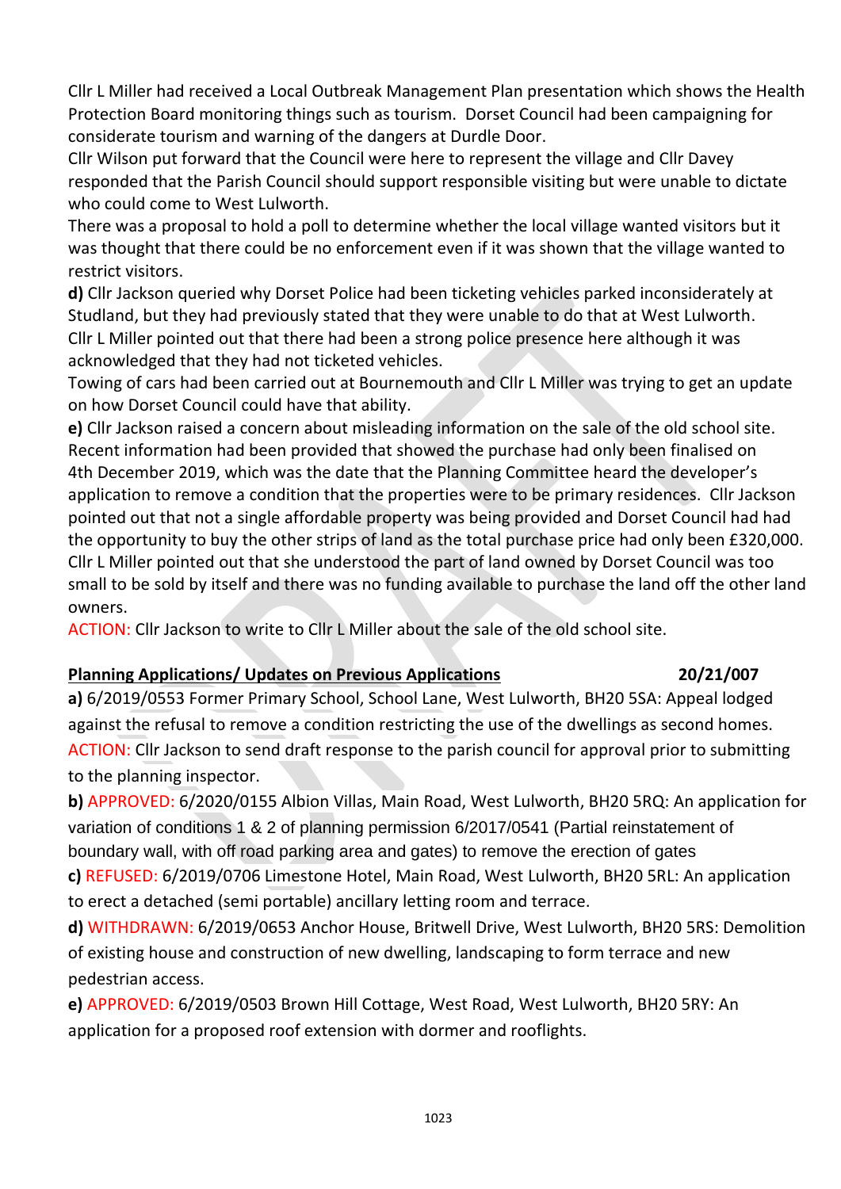Cllr L Miller had received a Local Outbreak Management Plan presentation which shows the Health Protection Board monitoring things such as tourism. Dorset Council had been campaigning for considerate tourism and warning of the dangers at Durdle Door.
Cllr Wilson put forward that the Council were here to represent the village and Cllr Davey responded that the Parish Council should support responsible visiting but were unable to dictate who could come to West Lulworth.
There was a proposal to hold a poll to determine whether the local village wanted visitors but it was thought that there could be no enforcement even if it was shown that the village wanted to restrict visitors.
**d)** Cllr Jackson queried why Dorset Police had been ticketing vehicles parked inconsiderately at Studland, but they had previously stated that they were unable to do that at West Lulworth.
Cllr L Miller pointed out that there had been a strong police presence here although it was acknowledged that they had not ticketed vehicles.
Towing of cars had been carried out at Bournemouth and Cllr L Miller was trying to get an update on how Dorset Council could have that ability.
**e)** Cllr Jackson raised a concern about misleading information on the sale of the old school site. Recent information had been provided that showed the purchase had only been finalised on 4th December 2019, which was the date that the Planning Committee heard the developer's application to remove a condition that the properties were to be primary residences. Cllr Jackson pointed out that not a single affordable property was being provided and Dorset Council had had the opportunity to buy the other strips of land as the total purchase price had only been £320,000. Cllr L Miller pointed out that she understood the part of land owned by Dorset Council was too small to be sold by itself and there was no funding available to purchase the land off the other land owners.
ACTION: Cllr Jackson to write to Cllr L Miller about the sale of the old school site.

**Planning Applications/ Updates on Previous Applications** **20/21/007**

**a)** 6/2019/0553 Former Primary School, School Lane, West Lulworth, BH20 5SA: Appeal lodged against the refusal to remove a condition restricting the use of the dwellings as second homes.
ACTION: Cllr Jackson to send draft response to the parish council for approval prior to submitting to the planning inspector.

**b)** APPROVED: 6/2020/0155 Albion Villas, Main Road, West Lulworth, BH20 5RQ: An application for variation of conditions 1 & 2 of planning permission 6/2017/0541 (Partial reinstatement of boundary wall, with off road parking area and gates) to remove the erection of gates

**c)** REFUSED: 6/2019/0706 Limestone Hotel, Main Road, West Lulworth, BH20 5RL: An application to erect a detached (semi portable) ancillary letting room and terrace.

**d)** WITHDRAWN: 6/2019/0653 Anchor House, Britwell Drive, West Lulworth, BH20 5RS: Demolition of existing house and construction of new dwelling, landscaping to form terrace and new pedestrian access.

**e)** APPROVED: 6/2019/0503 Brown Hill Cottage, West Road, West Lulworth, BH20 5RY: An application for a proposed roof extension with dormer and rooflights.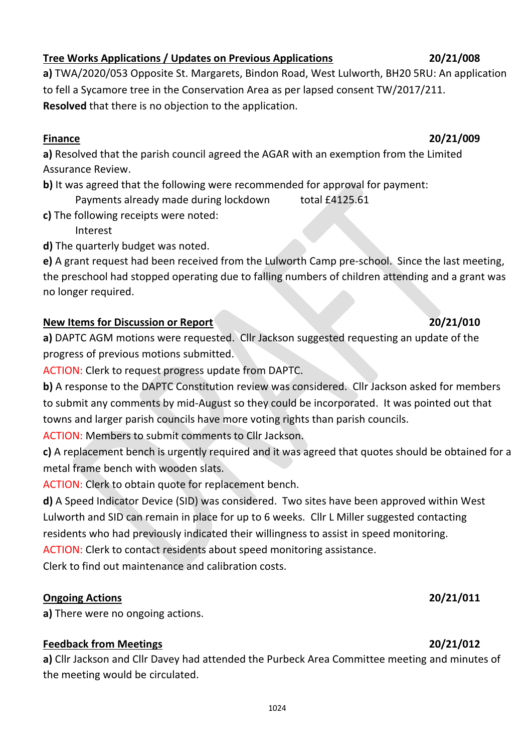**Tree Works Applications / Updates on Previous Applications** **20/21/008**

**a)** TWA/2020/053 Opposite St. Margarets, Bindon Road, West Lulworth, BH20 5RU: An application to fell a Sycamore tree in the Conservation Area as per lapsed consent TW/2017/211.
**Resolved** that there is no objection to the application.

**Finance** **20/21/009**

**a)** Resolved that the parish council agreed the AGAR with an exemption from the Limited Assurance Review.

**b)** It was agreed that the following were recommended for approval for payment:

Payments already made during lockdown total £4125.61

**c)** The following receipts were noted:

Interest

**d)** The quarterly budget was noted.

**e)** A grant request had been received from the Lulworth Camp pre-school. Since the last meeting, the preschool had stopped operating due to falling numbers of children attending and a grant was no longer required.

**New Items for Discussion or Report** **20/21/010**

**a)** DAPTC AGM motions were requested. Cllr Jackson suggested requesting an update of the progress of previous motions submitted.

ACTION: Clerk to request progress update from DAPTC.

**b)** A response to the DAPTC Constitution review was considered. Cllr Jackson asked for members to submit any comments by mid-August so they could be incorporated. It was pointed out that towns and larger parish councils have more voting rights than parish councils.

ACTION: Members to submit comments to Cllr Jackson.

**c)** A replacement bench is urgently required and it was agreed that quotes should be obtained for a metal frame bench with wooden slats.

ACTION: Clerk to obtain quote for replacement bench.

**d)** A Speed Indicator Device (SID) was considered. Two sites have been approved within West Lulworth and SID can remain in place for up to 6 weeks. Cllr L Miller suggested contacting residents who had previously indicated their willingness to assist in speed monitoring.

ACTION: Clerk to contact residents about speed monitoring assistance.
Clerk to find out maintenance and calibration costs.

**Ongoing Actions** **20/21/011**

**a)** There were no ongoing actions.

**Feedback from Meetings** **20/21/012**

**a)** Cllr Jackson and Cllr Davey had attended the Purbeck Area Committee meeting and minutes of the meeting would be circulated.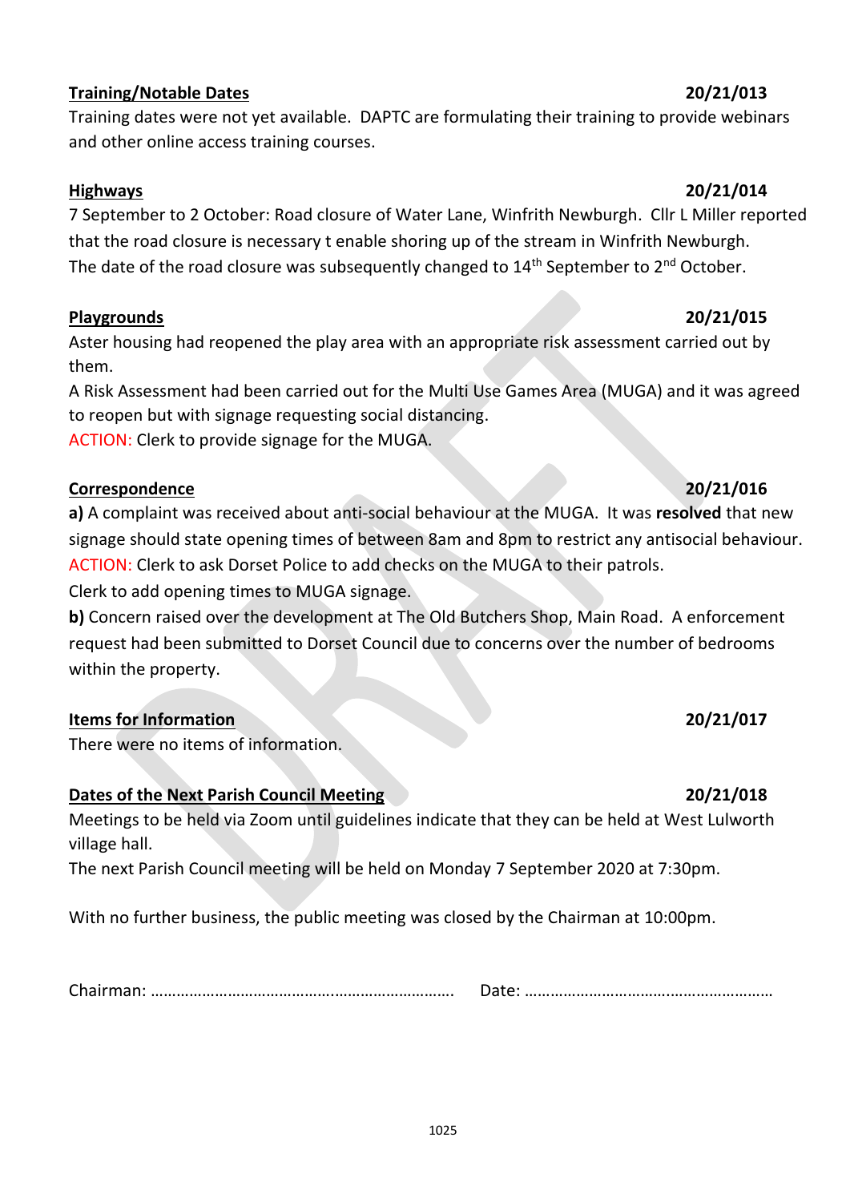**Training/Notable Dates** **20/21/013**

Training dates were not yet available. DAPTC are formulating their training to provide webinars and other online access training courses.

**Highways** **20/21/014**

7 September to 2 October: Road closure of Water Lane, Winfrith Newburgh. Cllr L Miller reported that the road closure is necessary t enable shoring up of the stream in Winfrith Newburgh. The date of the road closure was subsequently changed to 14th September to 2nd October.

**Playgrounds** **20/21/015**

Aster housing had reopened the play area with an appropriate risk assessment carried out by them.

A Risk Assessment had been carried out for the Multi Use Games Area (MUGA) and it was agreed to reopen but with signage requesting social distancing.

ACTION: Clerk to provide signage for the MUGA.

**Correspondence** **20/21/016**

**a)** A complaint was received about anti-social behaviour at the MUGA. It was **resolved** that new signage should state opening times of between 8am and 8pm to restrict any antisocial behaviour.

ACTION: Clerk to ask Dorset Police to add checks on the MUGA to their patrols.

Clerk to add opening times to MUGA signage.

**b)** Concern raised over the development at The Old Butchers Shop, Main Road. A enforcement request had been submitted to Dorset Council due to concerns over the number of bedrooms within the property.

**Items for Information** **20/21/017**

There were no items of information.

**Dates of the Next Parish Council Meeting** **20/21/018**

Meetings to be held via Zoom until guidelines indicate that they can be held at West Lulworth village hall.

The next Parish Council meeting will be held on Monday 7 September 2020 at 7:30pm.

With no further business, the public meeting was closed by the Chairman at 10:00pm.

Chairman: …………………………………………………………… Date: ………………………………………………